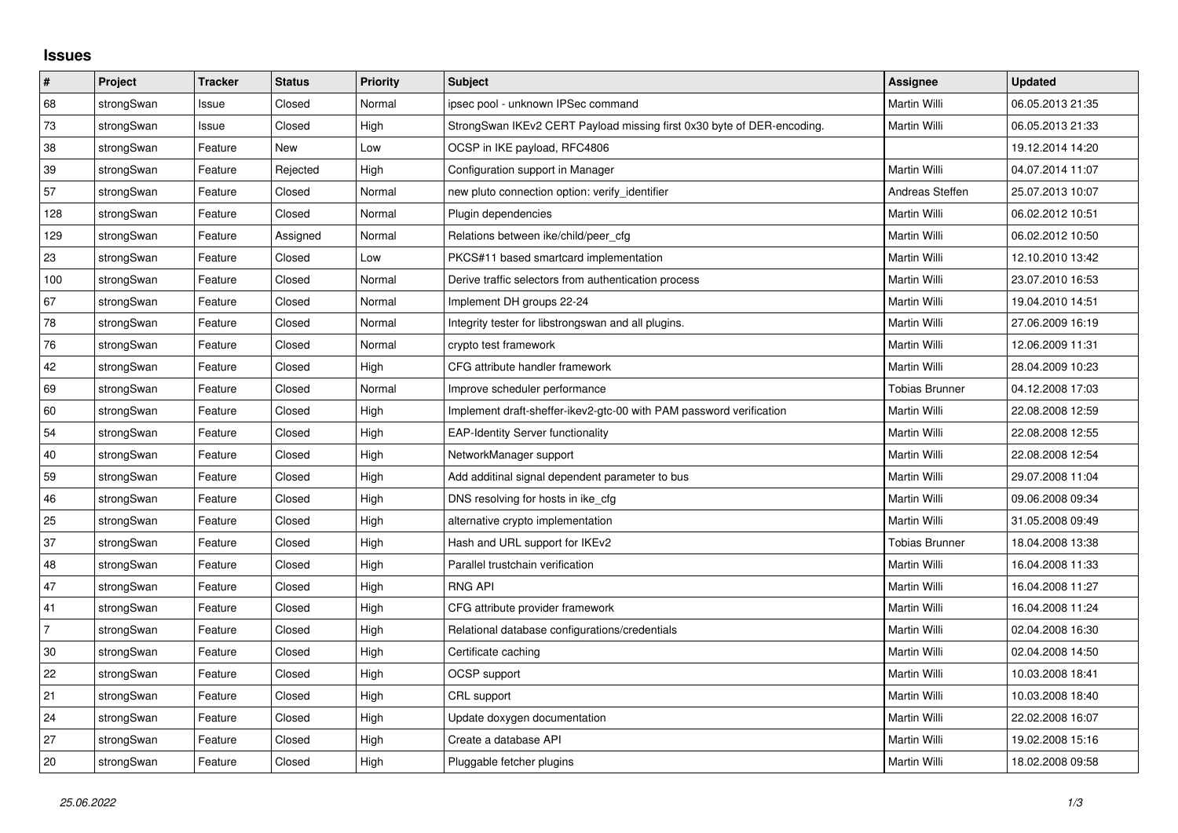# Issues

| # | Project | Tracker | Status | Priority | Subject | Assignee | Updated |
|---|---|---|---|---|---|---|---|
| 68 | strongSwan | Issue | Closed | Normal | ipsec pool - unknown IPSec command | Martin Willi | 06.05.2013 21:35 |
| 73 | strongSwan | Issue | Closed | High | StrongSwan IKEv2 CERT Payload missing first 0x30 byte of DER-encoding. | Martin Willi | 06.05.2013 21:33 |
| 38 | strongSwan | Feature | New | Low | OCSP in IKE payload, RFC4806 | | 19.12.2014 14:20 |
| 39 | strongSwan | Feature | Rejected | High | Configuration support in Manager | Martin Willi | 04.07.2014 11:07 |
| 57 | strongSwan | Feature | Closed | Normal | new pluto connection option: verify_identifier | Andreas Steffen | 25.07.2013 10:07 |
| 128 | strongSwan | Feature | Closed | Normal | Plugin dependencies | Martin Willi | 06.02.2012 10:51 |
| 129 | strongSwan | Feature | Assigned | Normal | Relations between ike/child/peer_cfg | Martin Willi | 06.02.2012 10:50 |
| 23 | strongSwan | Feature | Closed | Low | PKCS#11 based smartcard implementation | Martin Willi | 12.10.2010 13:42 |
| 100 | strongSwan | Feature | Closed | Normal | Derive traffic selectors from authentication process | Martin Willi | 23.07.2010 16:53 |
| 67 | strongSwan | Feature | Closed | Normal | Implement DH groups 22-24 | Martin Willi | 19.04.2010 14:51 |
| 78 | strongSwan | Feature | Closed | Normal | Integrity tester for libstrongswan and all plugins. | Martin Willi | 27.06.2009 16:19 |
| 76 | strongSwan | Feature | Closed | Normal | crypto test framework | Martin Willi | 12.06.2009 11:31 |
| 42 | strongSwan | Feature | Closed | High | CFG attribute handler framework | Martin Willi | 28.04.2009 10:23 |
| 69 | strongSwan | Feature | Closed | Normal | Improve scheduler performance | Tobias Brunner | 04.12.2008 17:03 |
| 60 | strongSwan | Feature | Closed | High | Implement draft-sheffer-ikev2-gtc-00 with PAM password verification | Martin Willi | 22.08.2008 12:59 |
| 54 | strongSwan | Feature | Closed | High | EAP-Identity Server functionality | Martin Willi | 22.08.2008 12:55 |
| 40 | strongSwan | Feature | Closed | High | NetworkManager support | Martin Willi | 22.08.2008 12:54 |
| 59 | strongSwan | Feature | Closed | High | Add additinal signal dependent parameter to bus | Martin Willi | 29.07.2008 11:04 |
| 46 | strongSwan | Feature | Closed | High | DNS resolving for hosts in ike_cfg | Martin Willi | 09.06.2008 09:34 |
| 25 | strongSwan | Feature | Closed | High | alternative crypto implementation | Martin Willi | 31.05.2008 09:49 |
| 37 | strongSwan | Feature | Closed | High | Hash and URL support for IKEv2 | Tobias Brunner | 18.04.2008 13:38 |
| 48 | strongSwan | Feature | Closed | High | Parallel trustchain verification | Martin Willi | 16.04.2008 11:33 |
| 47 | strongSwan | Feature | Closed | High | RNG API | Martin Willi | 16.04.2008 11:27 |
| 41 | strongSwan | Feature | Closed | High | CFG attribute provider framework | Martin Willi | 16.04.2008 11:24 |
| 7 | strongSwan | Feature | Closed | High | Relational database configurations/credentials | Martin Willi | 02.04.2008 16:30 |
| 30 | strongSwan | Feature | Closed | High | Certificate caching | Martin Willi | 02.04.2008 14:50 |
| 22 | strongSwan | Feature | Closed | High | OCSP support | Martin Willi | 10.03.2008 18:41 |
| 21 | strongSwan | Feature | Closed | High | CRL support | Martin Willi | 10.03.2008 18:40 |
| 24 | strongSwan | Feature | Closed | High | Update doxygen documentation | Martin Willi | 22.02.2008 16:07 |
| 27 | strongSwan | Feature | Closed | High | Create a database API | Martin Willi | 19.02.2008 15:16 |
| 20 | strongSwan | Feature | Closed | High | Pluggable fetcher plugins | Martin Willi | 18.02.2008 09:58 |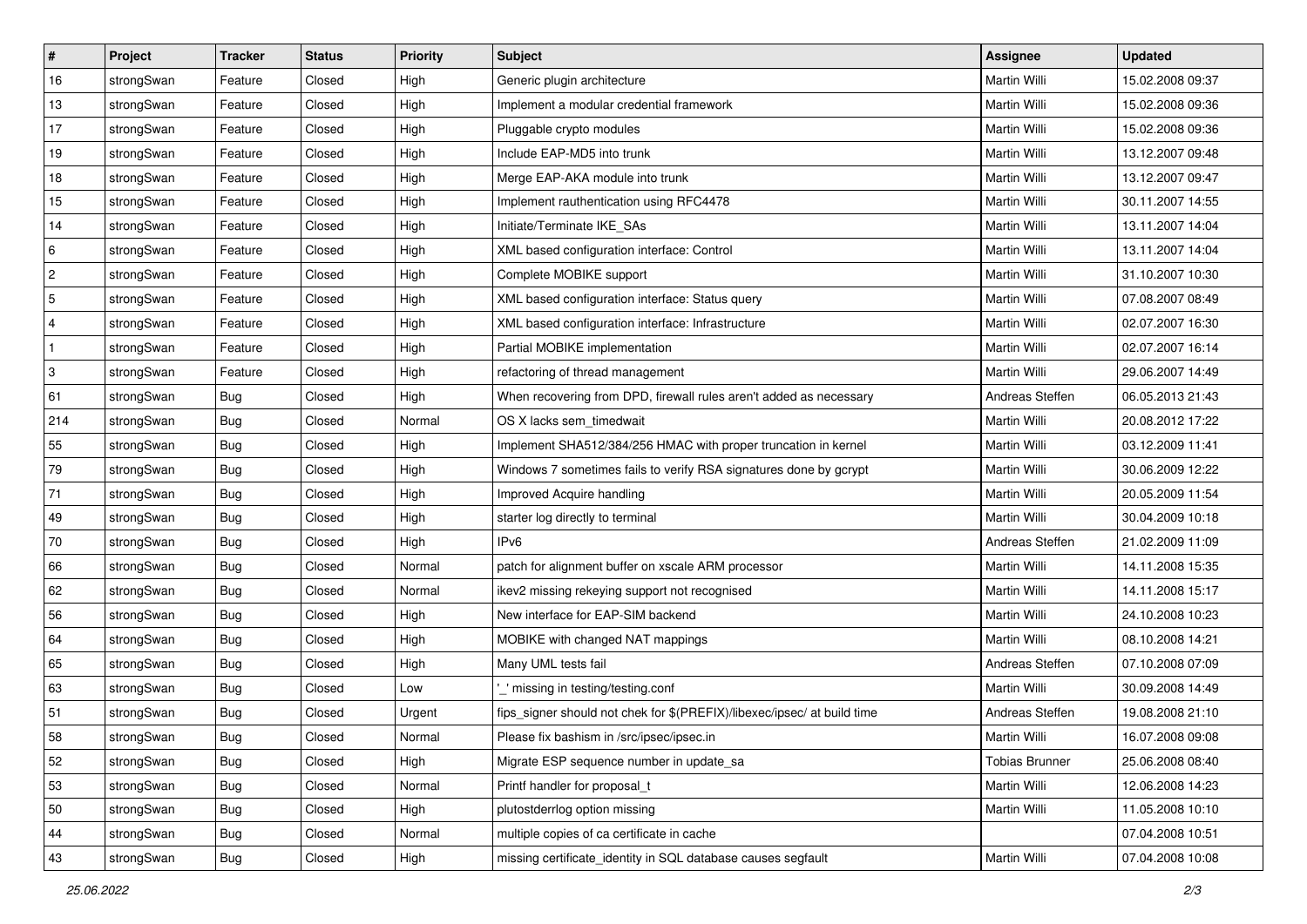| # | Project | Tracker | Status | Priority | Subject | Assignee | Updated |
|---|---|---|---|---|---|---|---|
| 16 | strongSwan | Feature | Closed | High | Generic plugin architecture | Martin Willi | 15.02.2008 09:37 |
| 13 | strongSwan | Feature | Closed | High | Implement a modular credential framework | Martin Willi | 15.02.2008 09:36 |
| 17 | strongSwan | Feature | Closed | High | Pluggable crypto modules | Martin Willi | 15.02.2008 09:36 |
| 19 | strongSwan | Feature | Closed | High | Include EAP-MD5 into trunk | Martin Willi | 13.12.2007 09:48 |
| 18 | strongSwan | Feature | Closed | High | Merge EAP-AKA module into trunk | Martin Willi | 13.12.2007 09:47 |
| 15 | strongSwan | Feature | Closed | High | Implement rauthentication using RFC4478 | Martin Willi | 30.11.2007 14:55 |
| 14 | strongSwan | Feature | Closed | High | Initiate/Terminate IKE_SAs | Martin Willi | 13.11.2007 14:04 |
| 6 | strongSwan | Feature | Closed | High | XML based configuration interface: Control | Martin Willi | 13.11.2007 14:04 |
| 2 | strongSwan | Feature | Closed | High | Complete MOBIKE support | Martin Willi | 31.10.2007 10:30 |
| 5 | strongSwan | Feature | Closed | High | XML based configuration interface: Status query | Martin Willi | 07.08.2007 08:49 |
| 4 | strongSwan | Feature | Closed | High | XML based configuration interface: Infrastructure | Martin Willi | 02.07.2007 16:30 |
| 1 | strongSwan | Feature | Closed | High | Partial MOBIKE implementation | Martin Willi | 02.07.2007 16:14 |
| 3 | strongSwan | Feature | Closed | High | refactoring of thread management | Martin Willi | 29.06.2007 14:49 |
| 61 | strongSwan | Bug | Closed | High | When recovering from DPD, firewall rules aren't added as necessary | Andreas Steffen | 06.05.2013 21:43 |
| 214 | strongSwan | Bug | Closed | Normal | OS X lacks sem_timedwait | Martin Willi | 20.08.2012 17:22 |
| 55 | strongSwan | Bug | Closed | High | Implement SHA512/384/256 HMAC with proper truncation in kernel | Martin Willi | 03.12.2009 11:41 |
| 79 | strongSwan | Bug | Closed | High | Windows 7 sometimes fails to verify RSA signatures done by gcrypt | Martin Willi | 30.06.2009 12:22 |
| 71 | strongSwan | Bug | Closed | High | Improved Acquire handling | Martin Willi | 20.05.2009 11:54 |
| 49 | strongSwan | Bug | Closed | High | starter log directly to terminal | Martin Willi | 30.04.2009 10:18 |
| 70 | strongSwan | Bug | Closed | High | IPv6 | Andreas Steffen | 21.02.2009 11:09 |
| 66 | strongSwan | Bug | Closed | Normal | patch for alignment buffer on xscale ARM processor | Martin Willi | 14.11.2008 15:35 |
| 62 | strongSwan | Bug | Closed | Normal | ikev2 missing rekeying support not recognised | Martin Willi | 14.11.2008 15:17 |
| 56 | strongSwan | Bug | Closed | High | New interface for EAP-SIM backend | Martin Willi | 24.10.2008 10:23 |
| 64 | strongSwan | Bug | Closed | High | MOBIKE with changed NAT mappings | Martin Willi | 08.10.2008 14:21 |
| 65 | strongSwan | Bug | Closed | High | Many UML tests fail | Andreas Steffen | 07.10.2008 07:09 |
| 63 | strongSwan | Bug | Closed | Low | '_' missing in testing/testing.conf | Martin Willi | 30.09.2008 14:49 |
| 51 | strongSwan | Bug | Closed | Urgent | fips_signer should not chek for $(PREFIX)/libexec/ipsec/ at build time | Andreas Steffen | 19.08.2008 21:10 |
| 58 | strongSwan | Bug | Closed | Normal | Please fix bashism in /src/ipsec/ipsec.in | Martin Willi | 16.07.2008 09:08 |
| 52 | strongSwan | Bug | Closed | High | Migrate ESP sequence number in update_sa | Tobias Brunner | 25.06.2008 08:40 |
| 53 | strongSwan | Bug | Closed | Normal | Printf handler for proposal_t | Martin Willi | 12.06.2008 14:23 |
| 50 | strongSwan | Bug | Closed | High | plutostderrlog option missing | Martin Willi | 11.05.2008 10:10 |
| 44 | strongSwan | Bug | Closed | Normal | multiple copies of ca certificate in cache | | 07.04.2008 10:51 |
| 43 | strongSwan | Bug | Closed | High | missing certificate_identity in SQL database causes segfault | Martin Willi | 07.04.2008 10:08 |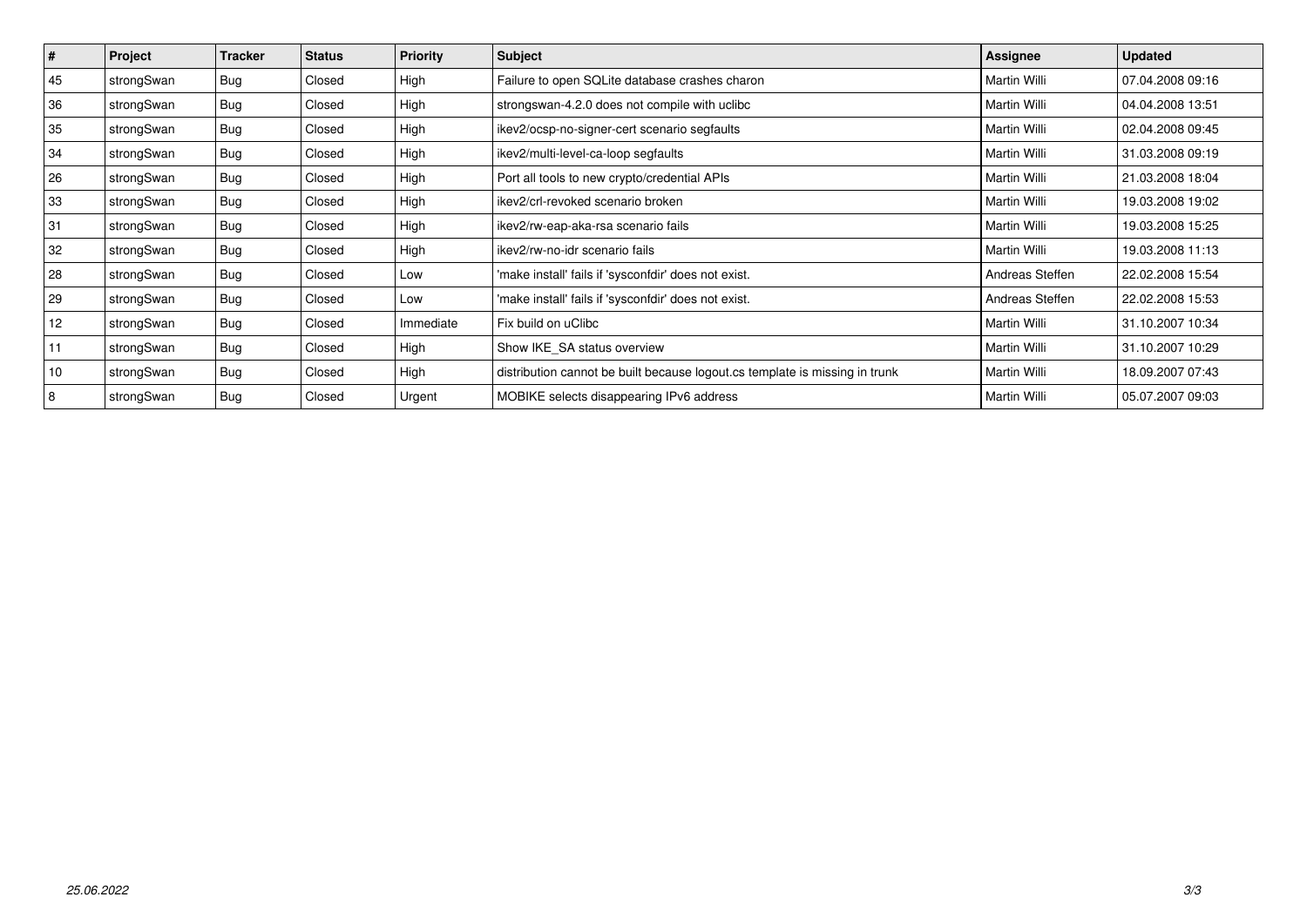| # | Project | Tracker | Status | Priority | Subject | Assignee | Updated |
|---|---|---|---|---|---|---|---|
| 45 | strongSwan | Bug | Closed | High | Failure to open SQLite database crashes charon | Martin Willi | 07.04.2008 09:16 |
| 36 | strongSwan | Bug | Closed | High | strongswan-4.2.0 does not compile with uclibc | Martin Willi | 04.04.2008 13:51 |
| 35 | strongSwan | Bug | Closed | High | ikev2/ocsp-no-signer-cert scenario segfaults | Martin Willi | 02.04.2008 09:45 |
| 34 | strongSwan | Bug | Closed | High | ikev2/multi-level-ca-loop segfaults | Martin Willi | 31.03.2008 09:19 |
| 26 | strongSwan | Bug | Closed | High | Port all tools to new crypto/credential APIs | Martin Willi | 21.03.2008 18:04 |
| 33 | strongSwan | Bug | Closed | High | ikev2/crl-revoked scenario broken | Martin Willi | 19.03.2008 19:02 |
| 31 | strongSwan | Bug | Closed | High | ikev2/rw-eap-aka-rsa scenario fails | Martin Willi | 19.03.2008 15:25 |
| 32 | strongSwan | Bug | Closed | High | ikev2/rw-no-idr scenario fails | Martin Willi | 19.03.2008 11:13 |
| 28 | strongSwan | Bug | Closed | Low | 'make install' fails if 'sysconfdir' does not exist. | Andreas Steffen | 22.02.2008 15:54 |
| 29 | strongSwan | Bug | Closed | Low | 'make install' fails if 'sysconfdir' does not exist. | Andreas Steffen | 22.02.2008 15:53 |
| 12 | strongSwan | Bug | Closed | Immediate | Fix build on uClibc | Martin Willi | 31.10.2007 10:34 |
| 11 | strongSwan | Bug | Closed | High | Show IKE_SA status overview | Martin Willi | 31.10.2007 10:29 |
| 10 | strongSwan | Bug | Closed | High | distribution cannot be built because logout.cs template is missing in trunk | Martin Willi | 18.09.2007 07:43 |
| 8 | strongSwan | Bug | Closed | Urgent | MOBIKE selects disappearing IPv6 address | Martin Willi | 05.07.2007 09:03 |